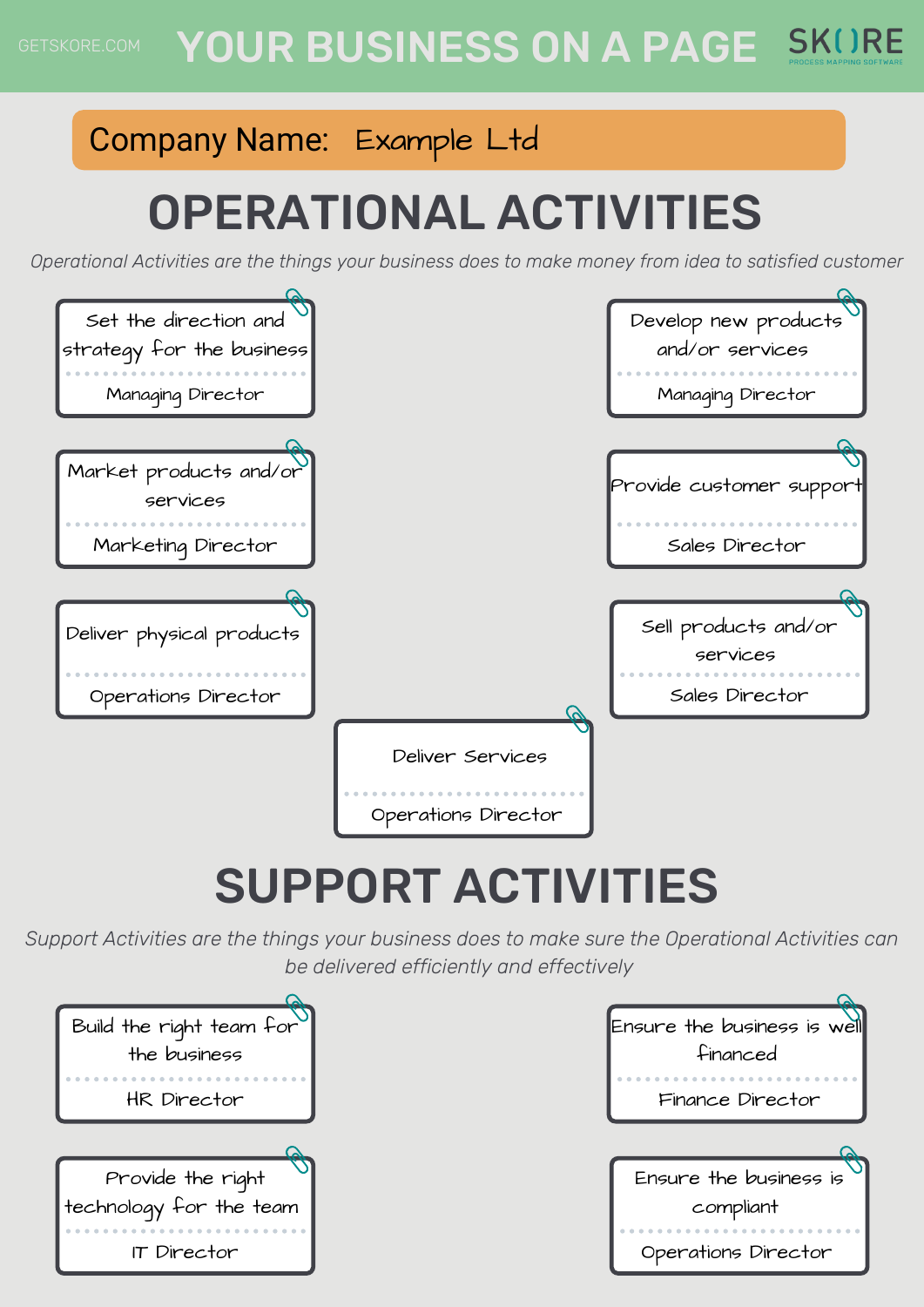GETSKORE.COM

# YOUR BUSINESS ON A PAGE

SKORE PROCESS MAPPING SOFTWARE

**Company Name:** Example Ltd

## OPERATIONAL ACTIVITIES

*Operational Activities are the things your business does to make money from idea to satisfied customer*

| Activity | Owner |
| --- | --- |
| Set the direction and strategy for the business | Managing Director |
| Develop new products and/or services | Managing Director |
| Market products and/or services | Marketing Director |
| Provide customer support | Sales Director |
| Deliver physical products | Operations Director |
| Sell products and/or services | Sales Director |
| Deliver Services | Operations Director |

## SUPPORT ACTIVITIES

*Support Activities are the things your business does to make sure the Operational Activities can be delivered efficiently and effectively*

| Activity | Owner |
| --- | --- |
| Build the right team for the business | HR Director |
| Ensure the business is well financed | Finance Director |
| Provide the right technology for the team | IT Director |
| Ensure the business is compliant | Operations Director |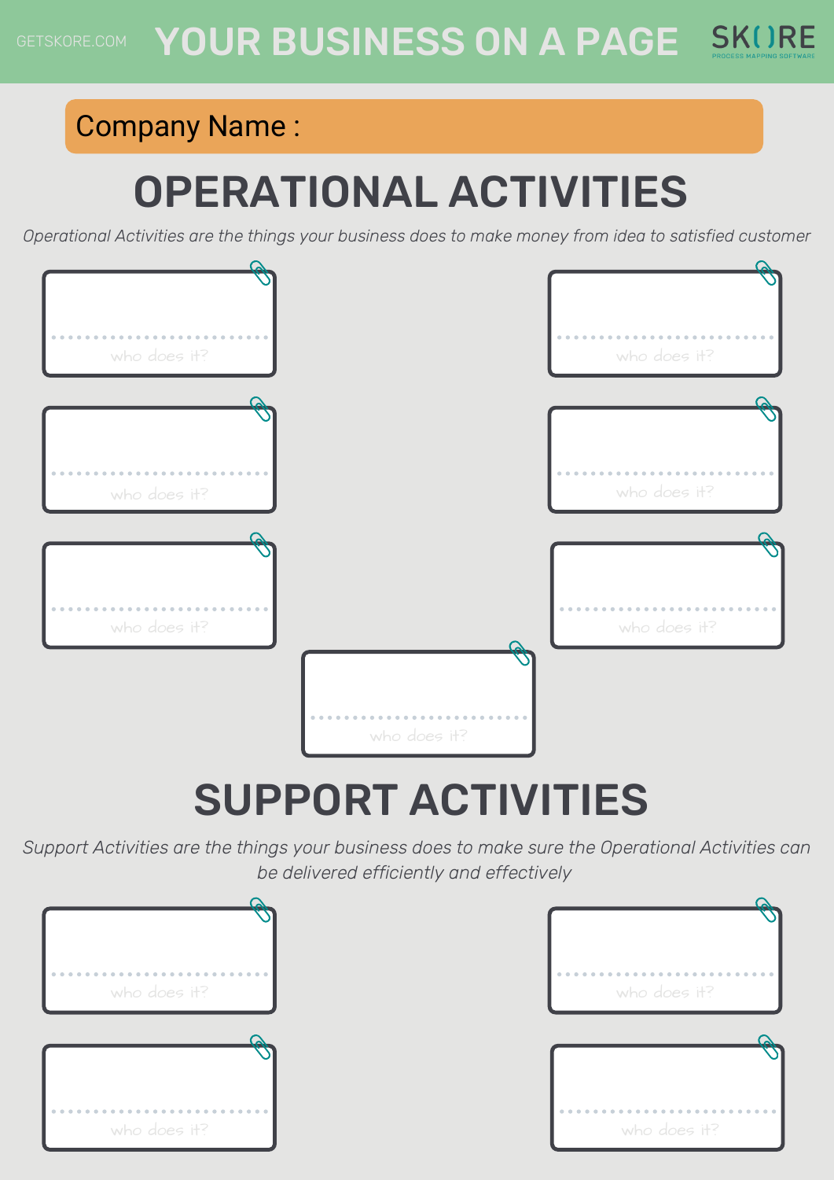# YOUR BUSINESS ON A PAGE

GETSKORE.COM

SKORE PROCESS MAPPING SOFTWARE

**Company Name :**

## OPERATIONAL ACTIVITIES

*Operational Activities are the things your business does to make money from idea to satisfied customer*

who does it?

who does it?

who does it?

who does it?

who does it?

who does it?

who does it?

## SUPPORT ACTIVITIES

*Support Activities are the things your business does to make sure the Operational Activities can be delivered efficiently and effectively*

who does it?

who does it?

who does it?

who does it?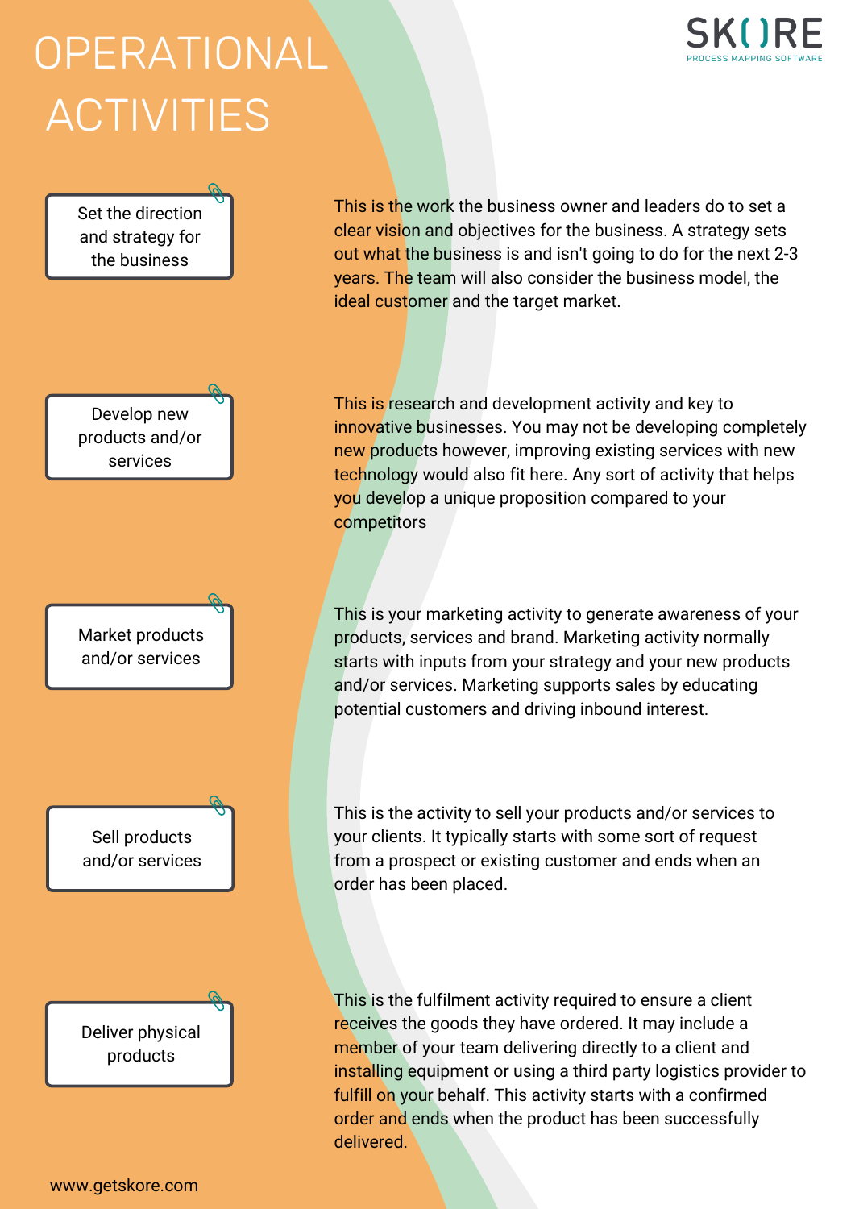# OPERATIONAL ACTIVITIES

SKORE
PROCESS MAPPING SOFTWARE

### Set the direction and strategy for the business

This is the work the business owner and leaders do to set a clear vision and objectives for the business. A strategy sets out what the business is and isn't going to do for the next 2-3 years. The team will also consider the business model, the ideal customer and the target market.

### Develop new products and/or services

This is research and development activity and key to innovative businesses. You may not be developing completely new products however, improving existing services with new technology would also fit here. Any sort of activity that helps you develop a unique proposition compared to your competitors

### Market products and/or services

This is your marketing activity to generate awareness of your products, services and brand. Marketing activity normally starts with inputs from your strategy and your new products and/or services. Marketing supports sales by educating potential customers and driving inbound interest.

### Sell products and/or services

This is the activity to sell your products and/or services to your clients. It typically starts with some sort of request from a prospect or existing customer and ends when an order has been placed.

### Deliver physical products

This is the fulfilment activity required to ensure a client receives the goods they have ordered. It may include a member of your team delivering directly to a client and installing equipment or using a third party logistics provider to fulfill on your behalf. This activity starts with a confirmed order and ends when the product has been successfully delivered.

www.getskore.com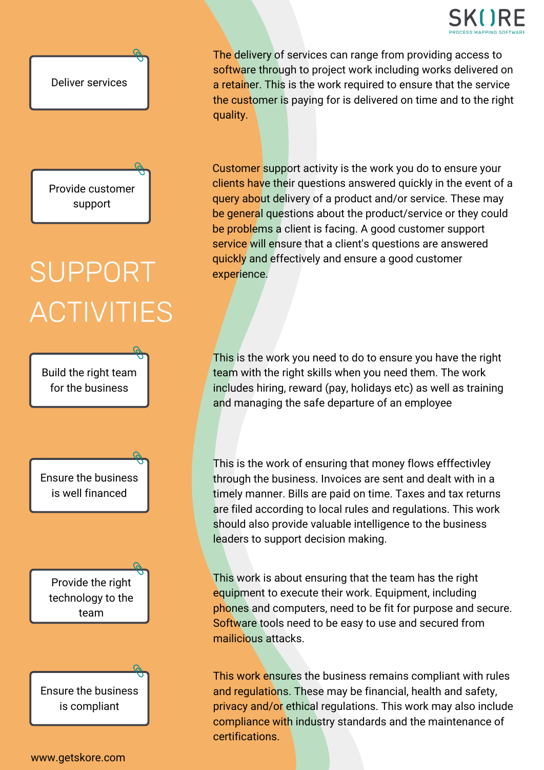# SUPPORT ACTIVITIES

**Deliver services**

The delivery of services can range from providing access to software through to project work including works delivered on a retainer. This is the work required to ensure that the service the customer is paying for is delivered on time and to the right quality.

**Provide customer support**

Customer support activity is the work you do to ensure your clients have their questions answered quickly in the event of a query about delivery of a product and/or service. These may be general questions about the product/service or they could be problems a client is facing. A good customer support service will ensure that a client's questions are answered quickly and effectively and ensure a good customer experience.

**Build the right team for the business**

This is the work you need to do to ensure you have the right team with the right skills when you need them. The work includes hiring, reward (pay, holidays etc) as well as training and managing the safe departure of an employee

**Ensure the business is well financed**

This is the work of ensuring that money flows efffectivley through the business. Invoices are sent and dealt with in a timely manner. Bills are paid on time. Taxes and tax returns are filed according to local rules and regulations. This work should also provide valuable intelligence to the business leaders to support decision making.

**Provide the right technology to the team**

This work is about ensuring that the team has the right equipment to execute their work. Equipment, including phones and computers, need to be fit for purpose and secure. Software tools need to be easy to use and secured from mailicious attacks.

**Ensure the business is compliant**

This work ensures the business remains compliant with rules and regulations. These may be financial, health and safety, privacy and/or ethical regulations. This work may also include compliance with industry standards and the maintenance of certifications.

www.getskore.com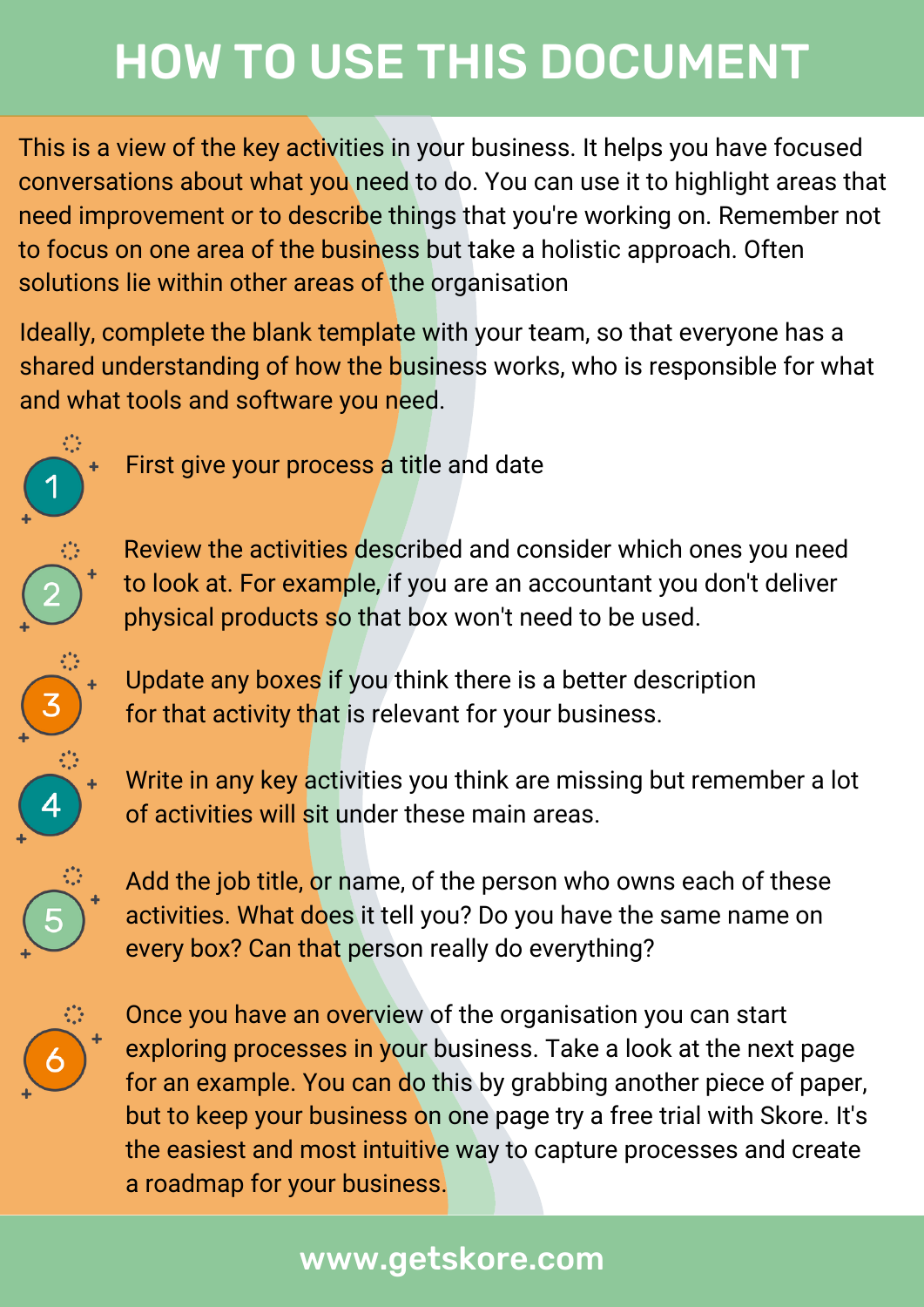# HOW TO USE THIS DOCUMENT

This is a view of the key activities in your business. It helps you have focused conversations about what you need to do. You can use it to highlight areas that need improvement or to describe things that you're working on. Remember not to focus on one area of the business but take a holistic approach. Often solutions lie within other areas of the organisation

Ideally, complete the blank template with your team, so that everyone has a shared understanding of how the business works, who is responsible for what and what tools and software you need.

1. First give your process a title and date
2. Review the activities described and consider which ones you need to look at. For example, if you are an accountant you don't deliver physical products so that box won't need to be used.
3. Update any boxes if you think there is a better description for that activity that is relevant for your business.
4. Write in any key activities you think are missing but remember a lot of activities will sit under these main areas.
5. Add the job title, or name, of the person who owns each of these activities. What does it tell you? Do you have the same name on every box? Can that person really do everything?
6. Once you have an overview of the organisation you can start exploring processes in your business. Take a look at the next page for an example. You can do this by grabbing another piece of paper, but to keep your business on one page try a free trial with Skore. It's the easiest and most intuitive way to capture processes and create a roadmap for your business.

www.getskore.com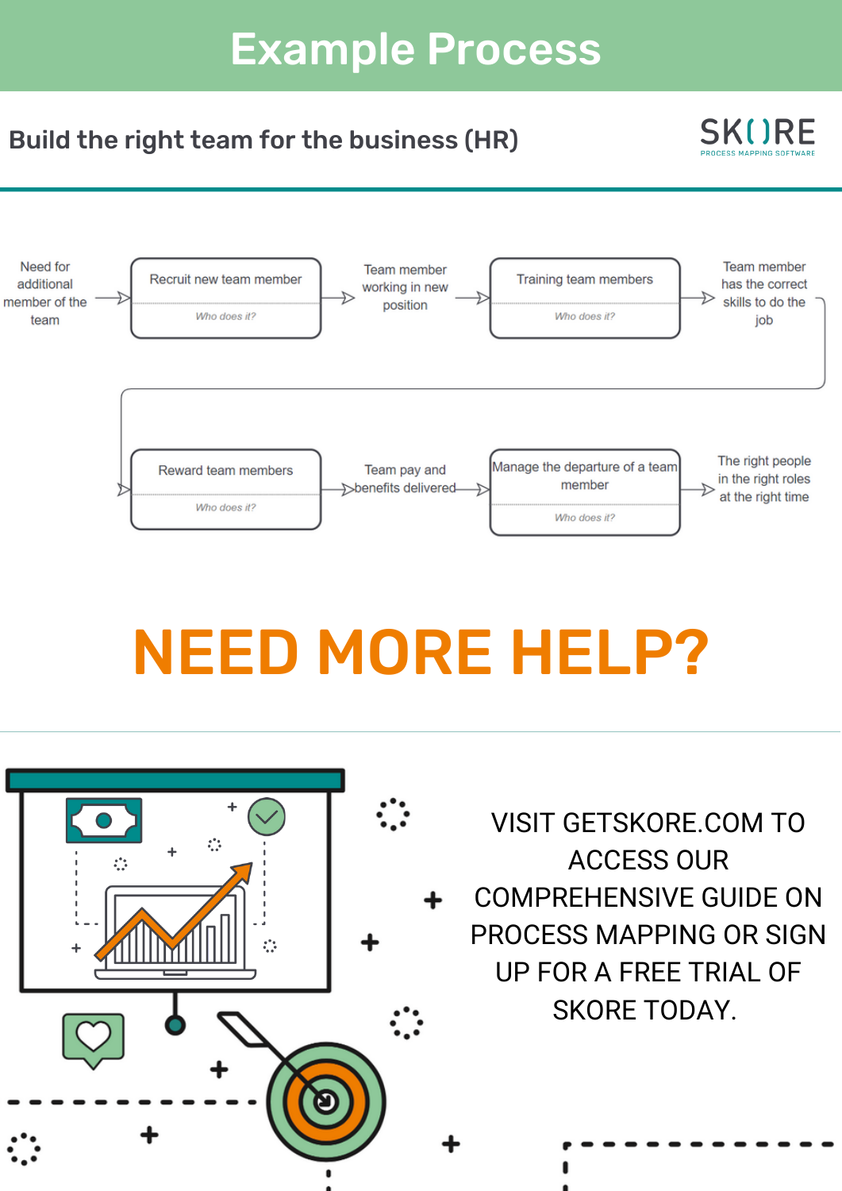# Example Process

## Build the right team for the business (HR)

SKORE
PROCESS MAPPING SOFTWARE

Need for additional member of the team

Recruit new team member
*Who does it?*

Team member working in new position

Training team members
*Who does it?*

Team member has the correct skills to do the job

Reward team members
*Who does it?*

Team pay and benefits delivered

Manage the departure of a team member
*Who does it?*

The right people in the right roles at the right time

# NEED MORE HELP?

VISIT GETSKORE.COM TO ACCESS OUR COMPREHENSIVE GUIDE ON PROCESS MAPPING OR SIGN UP FOR A FREE TRIAL OF SKORE TODAY.